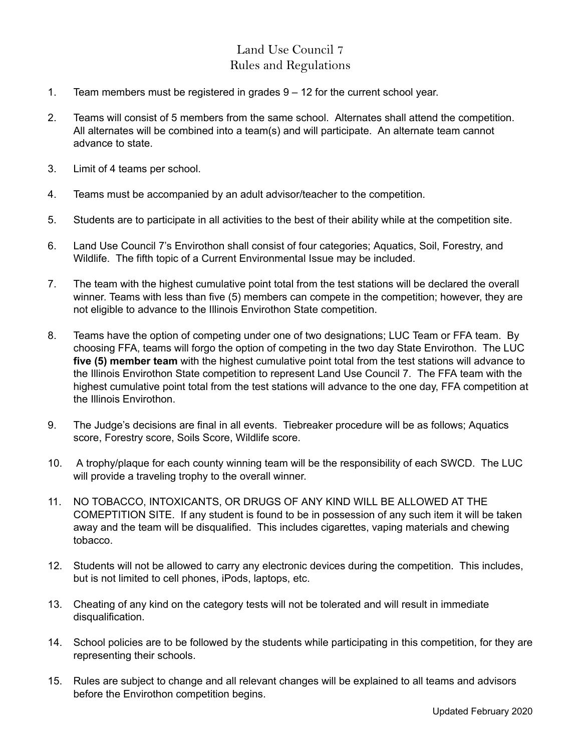# Land Use Council 7
## Rules and Regulations

1. Team members must be registered in grades 9 – 12 for the current school year.

2. Teams will consist of 5 members from the same school. Alternates shall attend the competition. All alternates will be combined into a team(s) and will participate. An alternate team cannot advance to state.

3. Limit of 4 teams per school.

4. Teams must be accompanied by an adult advisor/teacher to the competition.

5. Students are to participate in all activities to the best of their ability while at the competition site.

6. Land Use Council 7's Envirothon shall consist of four categories; Aquatics, Soil, Forestry, and Wildlife. The fifth topic of a Current Environmental Issue may be included.

7. The team with the highest cumulative point total from the test stations will be declared the overall winner. Teams with less than five (5) members can compete in the competition; however, they are not eligible to advance to the Illinois Envirothon State competition.

8. Teams have the option of competing under one of two designations; LUC Team or FFA team. By choosing FFA, teams will forgo the option of competing in the two day State Envirothon. The LUC **five (5) member team** with the highest cumulative point total from the test stations will advance to the Illinois Envirothon State competition to represent Land Use Council 7. The FFA team with the highest cumulative point total from the test stations will advance to the one day, FFA competition at the Illinois Envirothon.

9. The Judge's decisions are final in all events. Tiebreaker procedure will be as follows; Aquatics score, Forestry score, Soils Score, Wildlife score.

10. A trophy/plaque for each county winning team will be the responsibility of each SWCD. The LUC will provide a traveling trophy to the overall winner.

11. NO TOBACCO, INTOXICANTS, OR DRUGS OF ANY KIND WILL BE ALLOWED AT THE COMEPTITION SITE. If any student is found to be in possession of any such item it will be taken away and the team will be disqualified. This includes cigarettes, vaping materials and chewing tobacco.

12. Students will not be allowed to carry any electronic devices during the competition. This includes, but is not limited to cell phones, iPods, laptops, etc.

13. Cheating of any kind on the category tests will not be tolerated and will result in immediate disqualification.

14. School policies are to be followed by the students while participating in this competition, for they are representing their schools.

15. Rules are subject to change and all relevant changes will be explained to all teams and advisors before the Envirothon competition begins.

Updated February 2020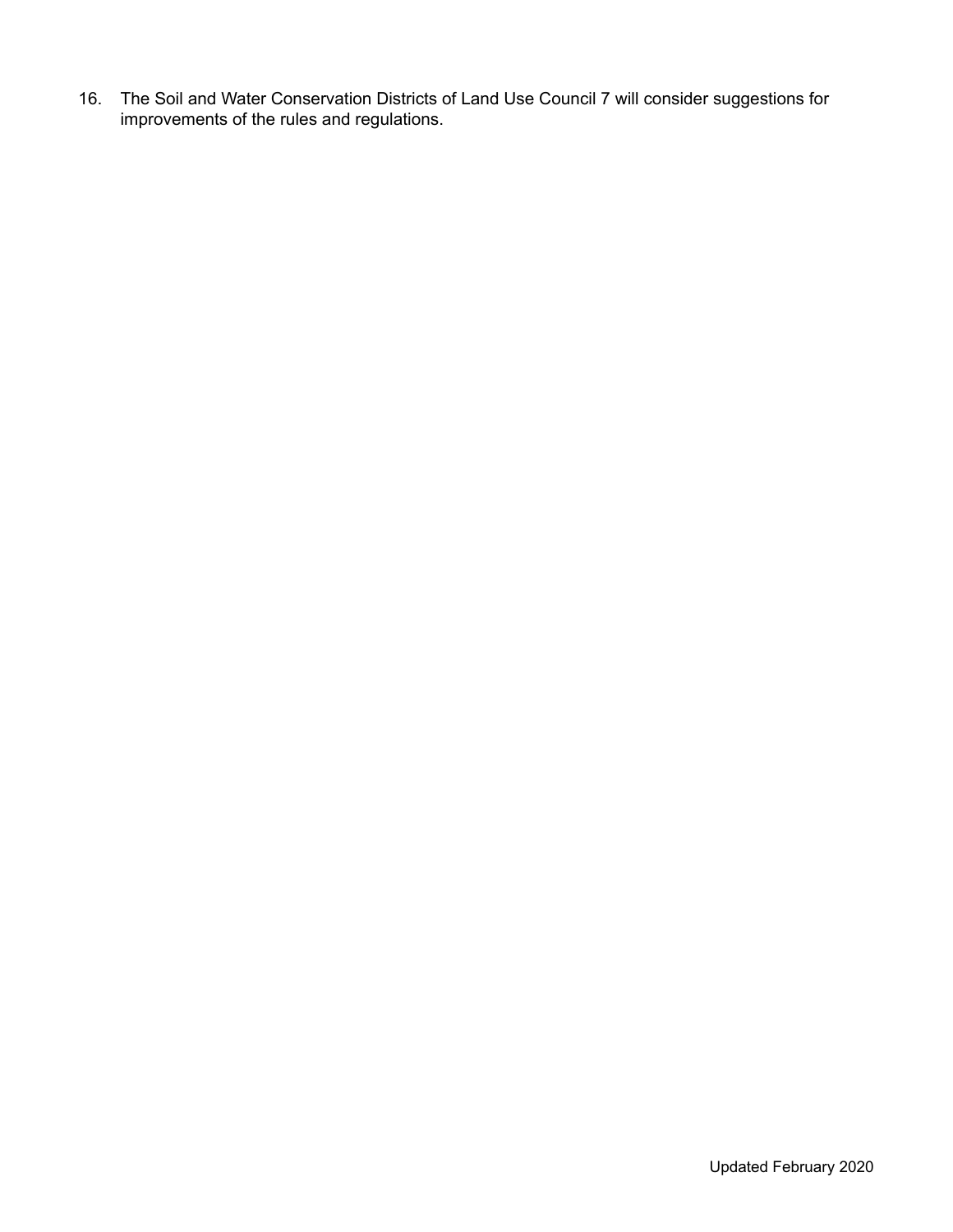16. The Soil and Water Conservation Districts of Land Use Council 7 will consider suggestions for improvements of the rules and regulations.

Updated February 2020